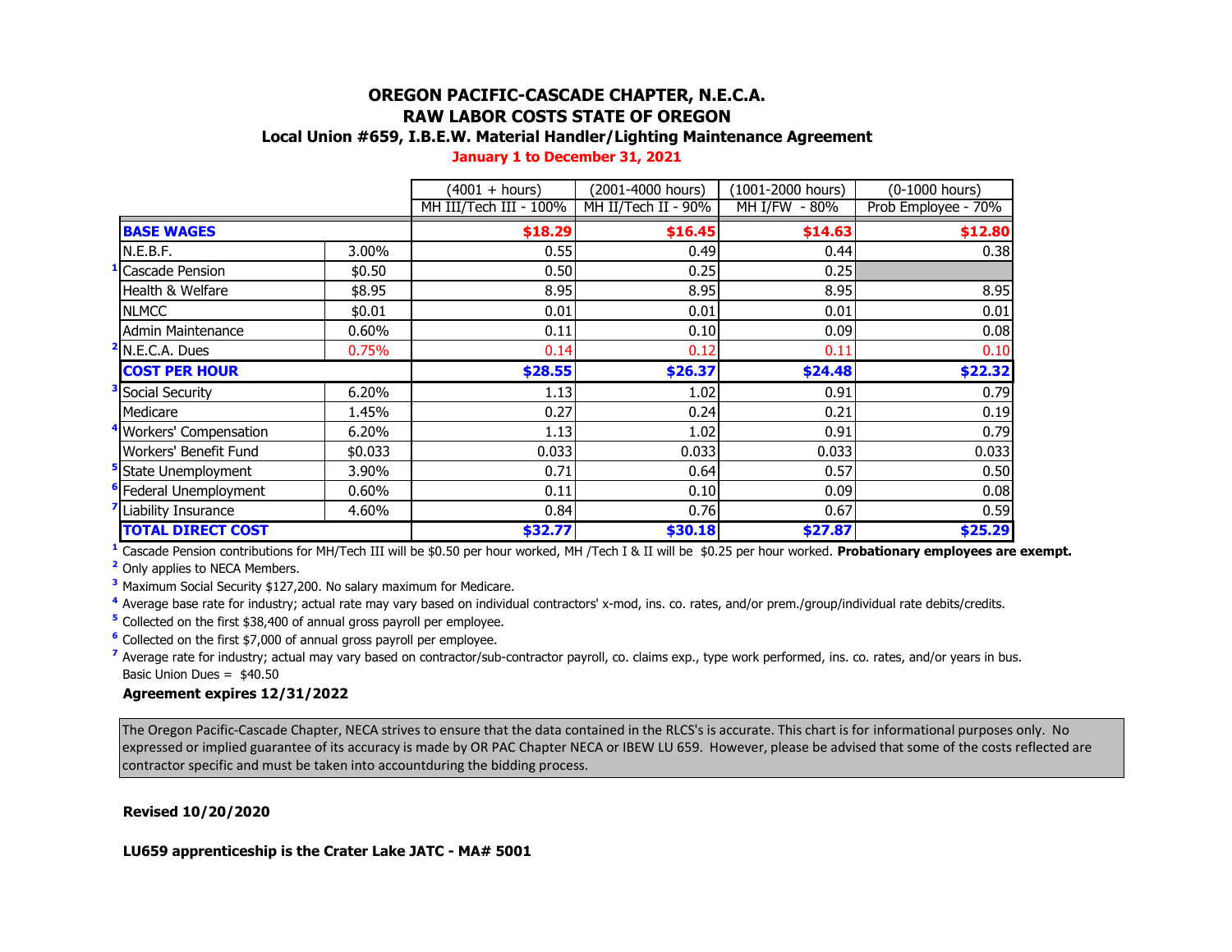# OREGON PACIFIC-CASCADE CHAPTER, N.E.C.A.

## RAW LABOR COSTS STATE OF OREGON

### Local Union #659, I.B.E.W. Material Handler/Lighting Maintenance Agreement

**January 1 to December 31, 2021**

| | | (4001 + hours) | (2001-4000 hours) | (1001-2000 hours) | (0-1000 hours) |
|---|---|---|---|---|---|
| | | MH III/Tech III - 100% | MH II/Tech II - 90% | MH I/FW - 80% | Prob Employee - 70% |
| **BASE WAGES** | | **$18.29** | **$16.45** | **$14.63** | **$12.80** |
| N.E.B.F. | 3.00% | 0.55 | 0.49 | 0.44 | 0.38 |
| [1] Cascade Pension | $0.50 | 0.50 | 0.25 | 0.25 | |
| Health & Welfare | $8.95 | 8.95 | 8.95 | 8.95 | 8.95 |
| NLMCC | $0.01 | 0.01 | 0.01 | 0.01 | 0.01 |
| Admin Maintenance | 0.60% | 0.11 | 0.10 | 0.09 | 0.08 |
| [2] N.E.C.A. Dues | 0.75% | 0.14 | 0.12 | 0.11 | 0.10 |
| **COST PER HOUR** | | **$28.55** | **$26.37** | **$24.48** | **$22.32** |
| [3] Social Security | 6.20% | 1.13 | 1.02 | 0.91 | 0.79 |
| Medicare | 1.45% | 0.27 | 0.24 | 0.21 | 0.19 |
| [4] Workers' Compensation | 6.20% | 1.13 | 1.02 | 0.91 | 0.79 |
| Workers' Benefit Fund | $0.033 | 0.033 | 0.033 | 0.033 | 0.033 |
| [5] State Unemployment | 3.90% | 0.71 | 0.64 | 0.57 | 0.50 |
| [6] Federal Unemployment | 0.60% | 0.11 | 0.10 | 0.09 | 0.08 |
| [7] Liability Insurance | 4.60% | 0.84 | 0.76 | 0.67 | 0.59 |
| **TOTAL DIRECT COST** | | **$32.77** | **$30.18** | **$27.87** | **$25.29** |

[1] Cascade Pension contributions for MH/Tech III will be $0.50 per hour worked, MH /Tech I & II will be $0.25 per hour worked. **Probationary employees are exempt.**

[2] Only applies to NECA Members.

[3] Maximum Social Security $127,200. No salary maximum for Medicare.

[4] Average base rate for industry; actual rate may vary based on individual contractors' x-mod, ins. co. rates, and/or prem./group/individual rate debits/credits.

[5] Collected on the first $38,400 of annual gross payroll per employee.

[6] Collected on the first $7,000 of annual gross payroll per employee.

[7] Average rate for industry; actual may vary based on contractor/sub-contractor payroll, co. claims exp., type work performed, ins. co. rates, and/or years in bus.

Basic Union Dues = $40.50

**Agreement expires 12/31/2022**

The Oregon Pacific-Cascade Chapter, NECA strives to ensure that the data contained in the RLCS's is accurate. This chart is for informational purposes only. No expressed or implied guarantee of its accuracy is made by OR PAC Chapter NECA or IBEW LU 659. However, please be advised that some of the costs reflected are contractor specific and must be taken into accountduring the bidding process.

**Revised 10/20/2020**

**LU659 apprenticeship is the Crater Lake JATC - MA# 5001**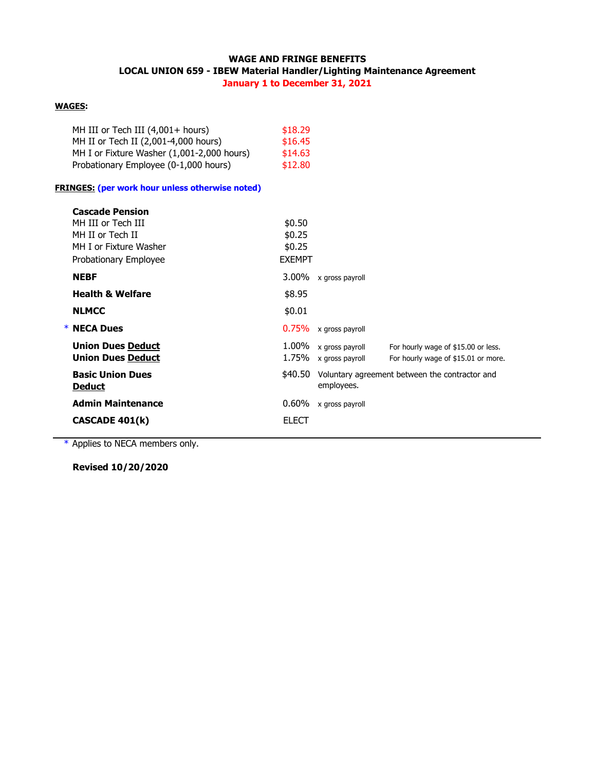**WAGE AND FRINGE BENEFITS**
**LOCAL UNION 659 - IBEW Material Handler/Lighting Maintenance Agreement**
**January 1 to December 31, 2021**

**WAGES:**

| | |
|---|---|
| MH III or Tech III (4,001+ hours) | $18.29 |
| MH II or Tech II (2,001-4,000 hours) | $16.45 |
| MH I or Fixture Washer (1,001-2,000 hours) | $14.63 |
| Probationary Employee (0-1,000 hours) | $12.80 |

**FRINGES:** **(per work hour unless otherwise noted)**

| | | | |
|---|---|---|---|
| **Cascade Pension** | | | |
| MH III or Tech III | $0.50 | | |
| MH II or Tech II | $0.25 | | |
| MH I or Fixture Washer | $0.25 | | |
| Probationary Employee | EXEMPT | | |
| **NEBF** | 3.00% | x gross payroll | |
| **Health & Welfare** | $8.95 | | |
| **NLMCC** | $0.01 | | |
| * **NECA Dues** | 0.75% | x gross payroll | |
| **Union Dues Deduct** | 1.00% | x gross payroll | For hourly wage of $15.00 or less. |
| **Union Dues Deduct** | 1.75% | x gross payroll | For hourly wage of $15.01 or more. |
| **Basic Union Dues Deduct** | $40.50 | Voluntary agreement between the contractor and employees. | |
| **Admin Maintenance** | 0.60% | x gross payroll | |
| **CASCADE 401(k)** | ELECT | | |

* Applies to NECA members only.

**Revised 10/20/2020**